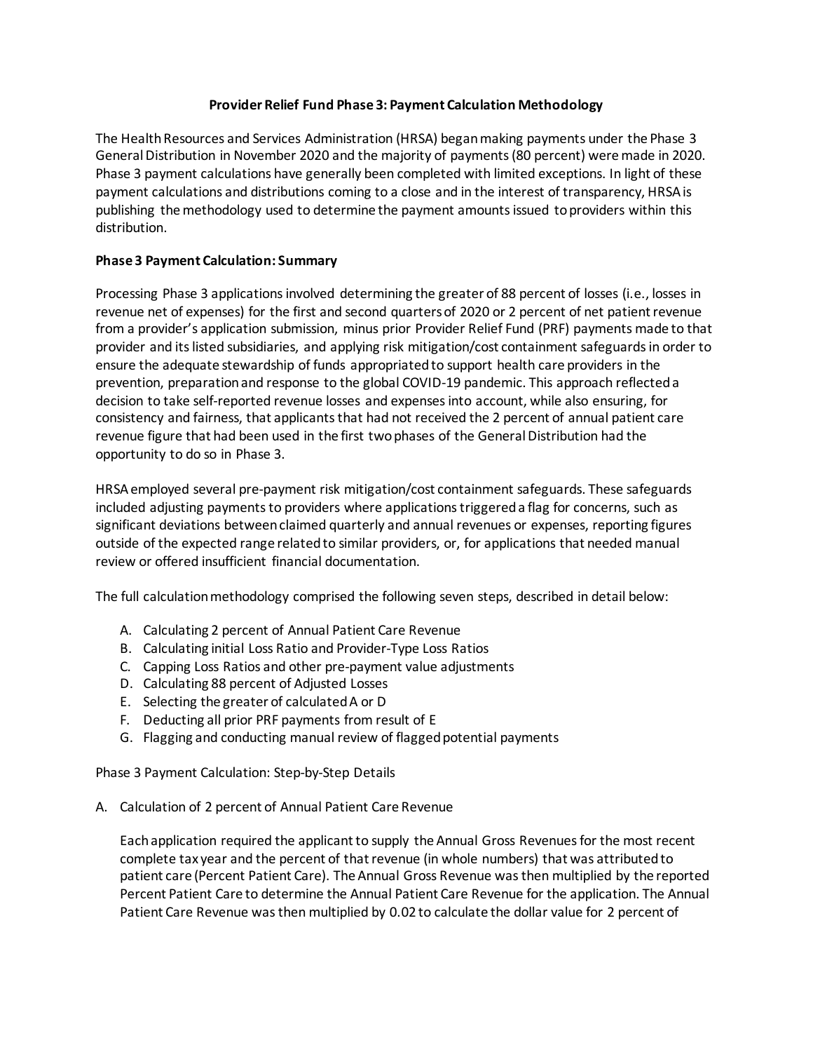# Provider Relief Fund Phase 3: Payment Calculation Methodology

The Health Resources and Services Administration (HRSA) began making payments under the Phase 3 General Distribution in November 2020 and the majority of payments (80 percent) were made in 2020. Phase 3 payment calculations have generally been completed with limited exceptions. In light of these payment calculations and distributions coming to a close and in the interest of transparency, HRSA is publishing the methodology used to determine the payment amounts issued to providers within this distribution.

## Phase 3 Payment Calculation: Summary

Processing Phase 3 applications involved determining the greater of 88 percent of losses (i.e., losses in revenue net of expenses) for the first and second quarters of 2020 or 2 percent of net patient revenue from a provider's application submission, minus prior Provider Relief Fund (PRF) payments made to that provider and its listed subsidiaries, and applying risk mitigation/cost containment safeguards in order to ensure the adequate stewardship of funds appropriated to support health care providers in the prevention, preparation and response to the global COVID-19 pandemic. This approach reflected a decision to take self-reported revenue losses and expenses into account, while also ensuring, for consistency and fairness, that applicants that had not received the 2 percent of annual patient care revenue figure that had been used in the first two phases of the General Distribution had the opportunity to do so in Phase 3.

HRSA employed several pre-payment risk mitigation/cost containment safeguards. These safeguards included adjusting payments to providers where applications triggered a flag for concerns, such as significant deviations between claimed quarterly and annual revenues or expenses, reporting figures outside of the expected range related to similar providers, or, for applications that needed manual review or offered insufficient financial documentation.

The full calculation methodology comprised the following seven steps, described in detail below:

A. Calculating 2 percent of Annual Patient Care Revenue
B. Calculating initial Loss Ratio and Provider-Type Loss Ratios
C. Capping Loss Ratios and other pre-payment value adjustments
D. Calculating 88 percent of Adjusted Losses
E. Selecting the greater of calculated A or D
F. Deducting all prior PRF payments from result of E
G. Flagging and conducting manual review of flagged potential payments

Phase 3 Payment Calculation: Step-by-Step Details

A. Calculation of 2 percent of Annual Patient Care Revenue

Each application required the applicant to supply the Annual Gross Revenues for the most recent complete tax year and the percent of that revenue (in whole numbers) that was attributed to patient care (Percent Patient Care). The Annual Gross Revenue was then multiplied by the reported Percent Patient Care to determine the Annual Patient Care Revenue for the application. The Annual Patient Care Revenue was then multiplied by 0.02 to calculate the dollar value for 2 percent of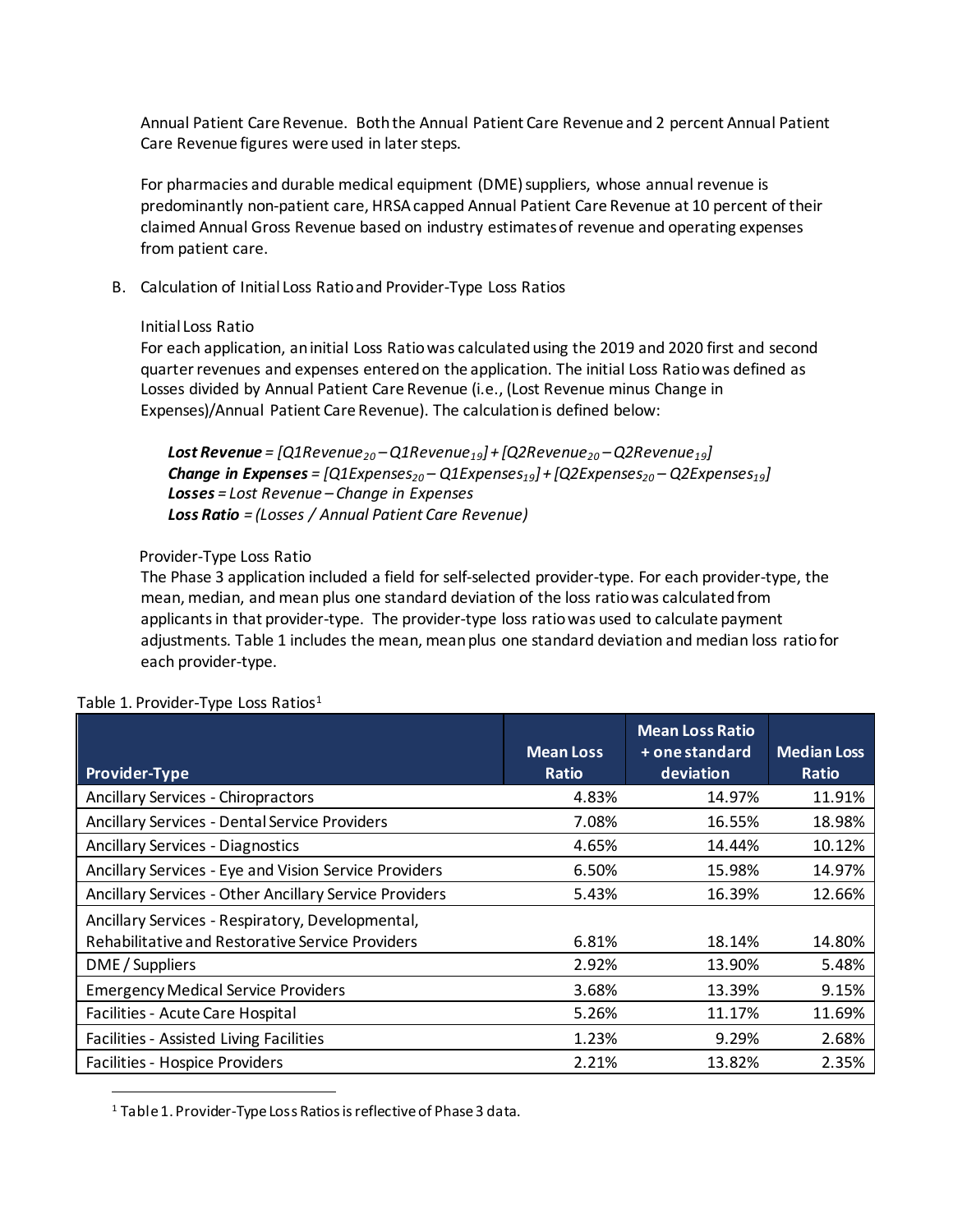Annual Patient Care Revenue. Both the Annual Patient Care Revenue and 2 percent Annual Patient Care Revenue figures were used in later steps.

For pharmacies and durable medical equipment (DME) suppliers, whose annual revenue is predominantly non-patient care, HRSA capped Annual Patient Care Revenue at 10 percent of their claimed Annual Gross Revenue based on industry estimates of revenue and operating expenses from patient care.

B. Calculation of Initial Loss Ratio and Provider-Type Loss Ratios

Initial Loss Ratio

For each application, an initial Loss Ratio was calculated using the 2019 and 2020 first and second quarter revenues and expenses entered on the application. The initial Loss Ratio was defined as Losses divided by Annual Patient Care Revenue (i.e., (Lost Revenue minus Change in Expenses)/Annual Patient Care Revenue). The calculation is defined below:

***Lost Revenue*** *=* $[Q1Revenue_{20} – Q1Revenue_{19}] + [Q2Revenue_{20} – Q2Revenue_{19}]$
***Change in Expenses*** *=* $[Q1Expenses_{20} – Q1Expenses_{19}] + [Q2Expenses_{20} – Q2Expenses_{19}]$
***Losses*** *= Lost Revenue – Change in Expenses*
***Loss Ratio*** *= (Losses / Annual Patient Care Revenue)*

Provider-Type Loss Ratio

The Phase 3 application included a field for self-selected provider-type. For each provider-type, the mean, median, and mean plus one standard deviation of the loss ratio was calculated from applicants in that provider-type. The provider-type loss ratio was used to calculate payment adjustments. Table 1 includes the mean, mean plus one standard deviation and median loss ratio for each provider-type.

Table 1. Provider-Type Loss Ratios[1]

| Provider-Type | Mean Loss Ratio | Mean Loss Ratio + one standard deviation | Median Loss Ratio |
|---|---|---|---|
| Ancillary Services - Chiropractors | 4.83% | 14.97% | 11.91% |
| Ancillary Services - Dental Service Providers | 7.08% | 16.55% | 18.98% |
| Ancillary Services - Diagnostics | 4.65% | 14.44% | 10.12% |
| Ancillary Services - Eye and Vision Service Providers | 6.50% | 15.98% | 14.97% |
| Ancillary Services - Other Ancillary Service Providers | 5.43% | 16.39% | 12.66% |
| Ancillary Services - Respiratory, Developmental, Rehabilitative and Restorative Service Providers | 6.81% | 18.14% | 14.80% |
| DME / Suppliers | 2.92% | 13.90% | 5.48% |
| Emergency Medical Service Providers | 3.68% | 13.39% | 9.15% |
| Facilities - Acute Care Hospital | 5.26% | 11.17% | 11.69% |
| Facilities - Assisted Living Facilities | 1.23% | 9.29% | 2.68% |
| Facilities - Hospice Providers | 2.21% | 13.82% | 2.35% |

[1] Table 1. Provider-Type Loss Ratios is reflective of Phase 3 data.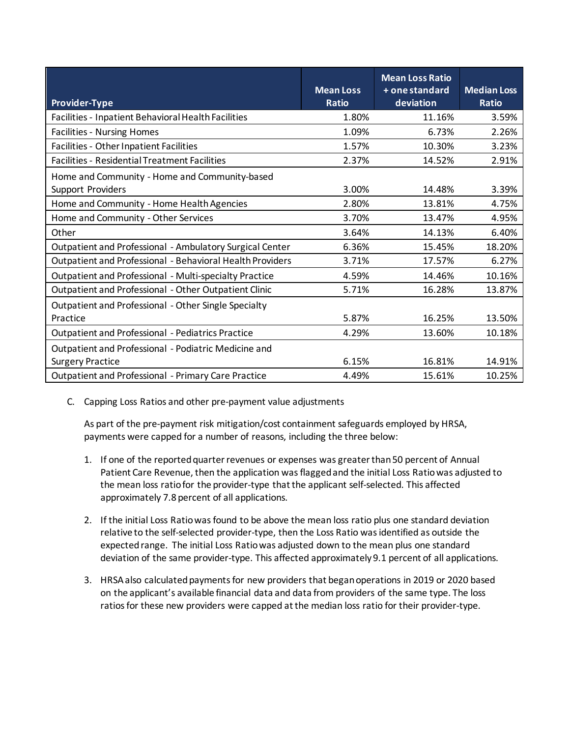| Provider-Type | Mean Loss Ratio | Mean Loss Ratio + one standard deviation | Median Loss Ratio |
| --- | --- | --- | --- |
| Facilities - Inpatient Behavioral Health Facilities | 1.80% | 11.16% | 3.59% |
| Facilities - Nursing Homes | 1.09% | 6.73% | 2.26% |
| Facilities - Other Inpatient Facilities | 1.57% | 10.30% | 3.23% |
| Facilities - Residential Treatment Facilities | 2.37% | 14.52% | 2.91% |
| Home and Community - Home and Community-based Support Providers | 3.00% | 14.48% | 3.39% |
| Home and Community - Home Health Agencies | 2.80% | 13.81% | 4.75% |
| Home and Community - Other Services | 3.70% | 13.47% | 4.95% |
| Other | 3.64% | 14.13% | 6.40% |
| Outpatient and Professional - Ambulatory Surgical Center | 6.36% | 15.45% | 18.20% |
| Outpatient and Professional - Behavioral Health Providers | 3.71% | 17.57% | 6.27% |
| Outpatient and Professional - Multi-specialty Practice | 4.59% | 14.46% | 10.16% |
| Outpatient and Professional - Other Outpatient Clinic | 5.71% | 16.28% | 13.87% |
| Outpatient and Professional - Other Single Specialty Practice | 5.87% | 16.25% | 13.50% |
| Outpatient and Professional - Pediatrics Practice | 4.29% | 13.60% | 10.18% |
| Outpatient and Professional - Podiatric Medicine and Surgery Practice | 6.15% | 16.81% | 14.91% |
| Outpatient and Professional - Primary Care Practice | 4.49% | 15.61% | 10.25% |

C. Capping Loss Ratios and other pre-payment value adjustments

As part of the pre-payment risk mitigation/cost containment safeguards employed by HRSA, payments were capped for a number of reasons, including the three below:

1. If one of the reported quarter revenues or expenses was greater than 50 percent of Annual Patient Care Revenue, then the application was flagged and the initial Loss Ratio was adjusted to the mean loss ratio for the provider-type that the applicant self-selected. This affected approximately 7.8 percent of all applications.
2. If the initial Loss Ratio was found to be above the mean loss ratio plus one standard deviation relative to the self-selected provider-type, then the Loss Ratio was identified as outside the expected range. The initial Loss Ratio was adjusted down to the mean plus one standard deviation of the same provider-type. This affected approximately 9.1 percent of all applications.
3. HRSA also calculated payments for new providers that began operations in 2019 or 2020 based on the applicant's available financial data and data from providers of the same type. The loss ratios for these new providers were capped at the median loss ratio for their provider-type.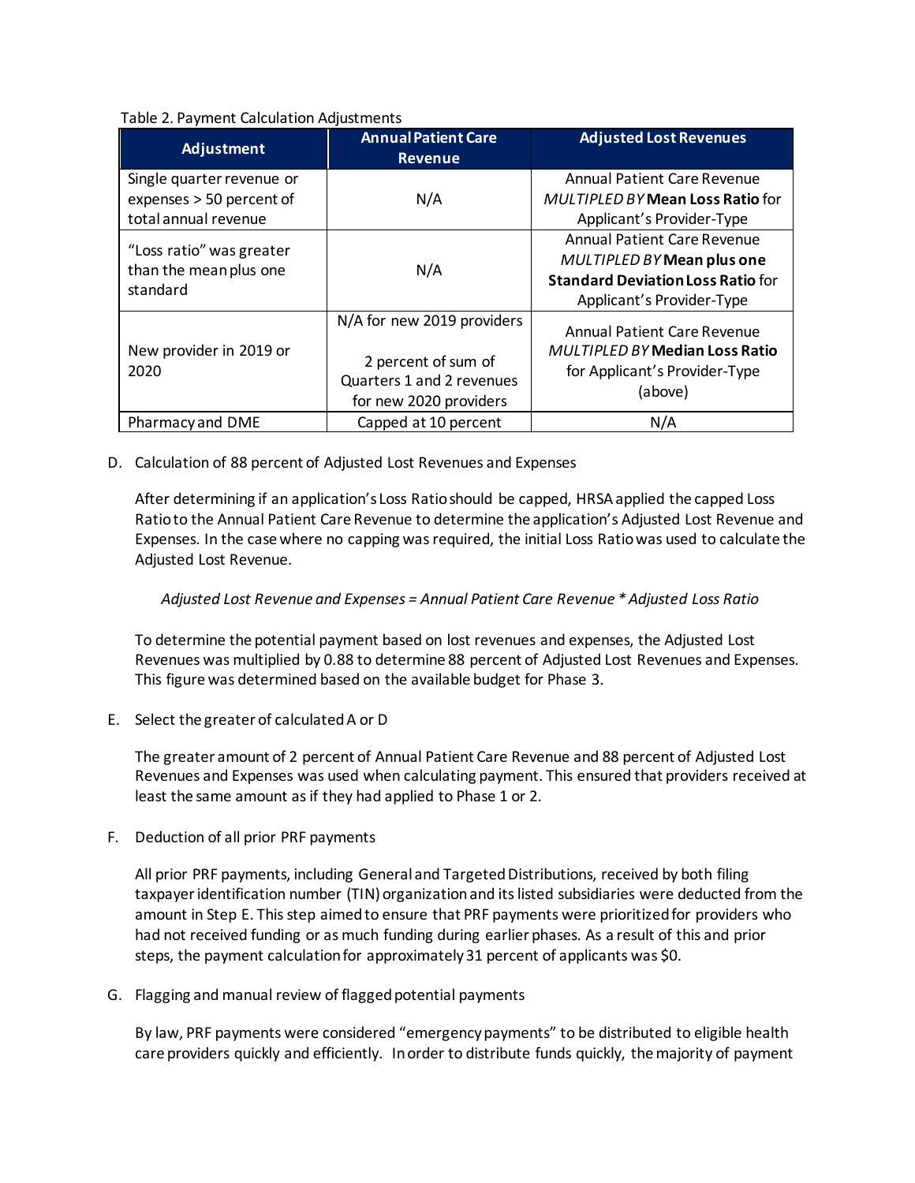Table 2. Payment Calculation Adjustments

| Adjustment | Annual Patient Care Revenue | Adjusted Lost Revenues |
|---|---|---|
| Single quarter revenue or expenses > 50 percent of total annual revenue | N/A | Annual Patient Care Revenue *MULTIPLED BY* **Mean Loss Ratio** for Applicant's Provider-Type |
| "Loss ratio" was greater than the mean plus one standard | N/A | Annual Patient Care Revenue *MULTIPLED BY* **Mean plus one Standard Deviation Loss Ratio** for Applicant's Provider-Type |
| New provider in 2019 or 2020 | N/A for new 2019 providers<br><br>2 percent of sum of Quarters 1 and 2 revenues for new 2020 providers | Annual Patient Care Revenue *MULTIPLED BY* **Median Loss Ratio** for Applicant's Provider-Type (above) |
| Pharmacy and DME | Capped at 10 percent | N/A |

D. Calculation of 88 percent of Adjusted Lost Revenues and Expenses

After determining if an application's Loss Ratio should be capped, HRSA applied the capped Loss Ratio to the Annual Patient Care Revenue to determine the application's Adjusted Lost Revenue and Expenses. In the case where no capping was required, the initial Loss Ratio was used to calculate the Adjusted Lost Revenue.

*Adjusted Lost Revenue and Expenses = Annual Patient Care Revenue * Adjusted Loss Ratio*

To determine the potential payment based on lost revenues and expenses, the Adjusted Lost Revenues was multiplied by 0.88 to determine 88 percent of Adjusted Lost Revenues and Expenses. This figure was determined based on the available budget for Phase 3.

E. Select the greater of calculated A or D

The greater amount of 2 percent of Annual Patient Care Revenue and 88 percent of Adjusted Lost Revenues and Expenses was used when calculating payment. This ensured that providers received at least the same amount as if they had applied to Phase 1 or 2.

F. Deduction of all prior PRF payments

All prior PRF payments, including General and Targeted Distributions, received by both filing taxpayer identification number (TIN) organization and its listed subsidiaries were deducted from the amount in Step E. This step aimed to ensure that PRF payments were prioritized for providers who had not received funding or as much funding during earlier phases. As a result of this and prior steps, the payment calculation for approximately 31 percent of applicants was $0.

G. Flagging and manual review of flagged potential payments

By law, PRF payments were considered "emergency payments" to be distributed to eligible health care providers quickly and efficiently. In order to distribute funds quickly, the majority of payment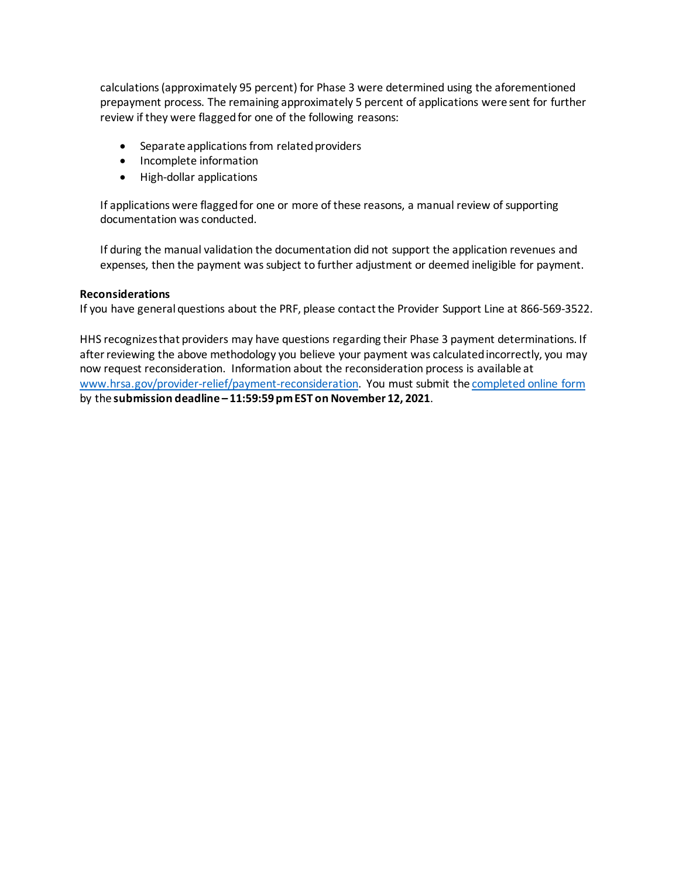calculations (approximately 95 percent) for Phase 3 were determined using the aforementioned prepayment process. The remaining approximately 5 percent of applications were sent for further review if they were flagged for one of the following reasons:

- Separate applications from related providers
- Incomplete information
- High-dollar applications

If applications were flagged for one or more of these reasons, a manual review of supporting documentation was conducted.

If during the manual validation the documentation did not support the application revenues and expenses, then the payment was subject to further adjustment or deemed ineligible for payment.

**Reconsiderations**

If you have general questions about the PRF, please contact the Provider Support Line at 866-569-3522.

HHS recognizes that providers may have questions regarding their Phase 3 payment determinations. If after reviewing the above methodology you believe your payment was calculated incorrectly, you may now request reconsideration. Information about the reconsideration process is available at [www.hrsa.gov/provider-relief/payment-reconsideration](www.hrsa.gov/provider-relief/payment-reconsideration). You must submit the [completed online form](completed online form) by the **submission deadline – 11:59:59 pm EST on November 12, 2021**.